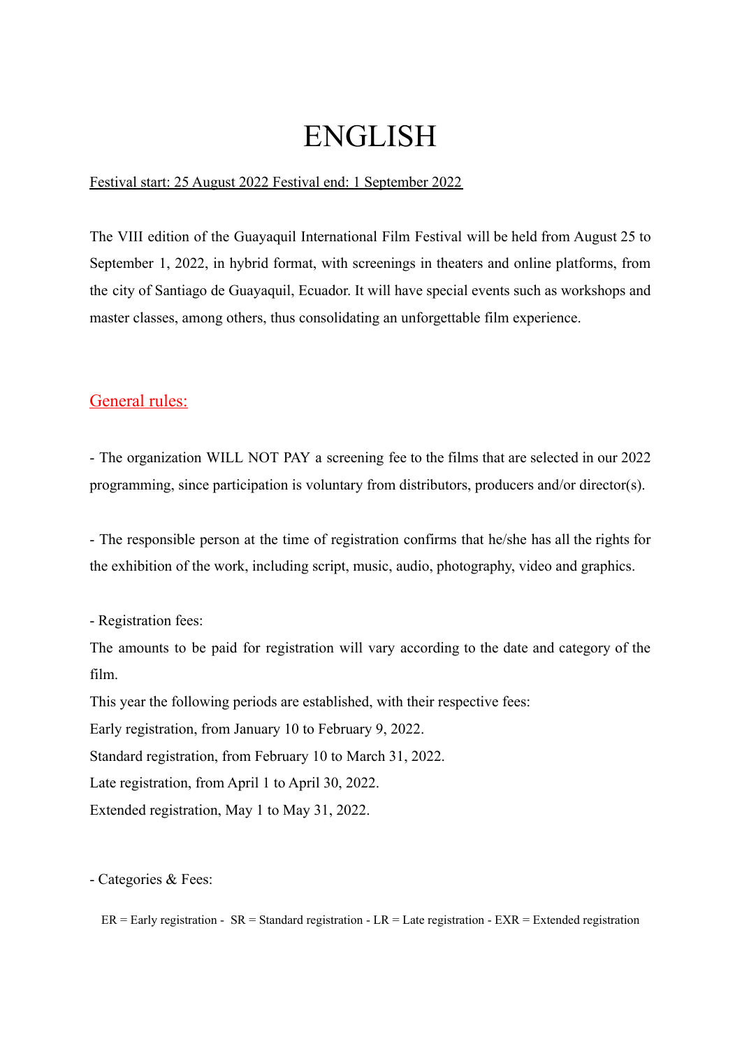# ENGLISH

Festival start: 25 August 2022 Festival end: 1 September 2022

The VIII edition of the Guayaquil International Film Festival will be held from August 25 to September 1, 2022, in hybrid format, with screenings in theaters and online platforms, from the city of Santiago de Guayaquil, Ecuador. It will have special events such as workshops and master classes, among others, thus consolidating an unforgettable film experience.

## General rules:

- The organization WILL NOT PAY a screening fee to the films that are selected in our 2022 programming, since participation is voluntary from distributors, producers and/or director(s).

- The responsible person at the time of registration confirms that he/she has all the rights for the exhibition of the work, including script, music, audio, photography, video and graphics.

- Registration fees:

The amounts to be paid for registration will vary according to the date and category of the film.

This year the following periods are established, with their respective fees:

Early registration, from January 10 to February 9, 2022.

Standard registration, from February 10 to March 31, 2022.

Late registration, from April 1 to April 30, 2022.

Extended registration, May 1 to May 31, 2022.

- Categories & Fees:

ER = Early registration - SR = Standard registration - LR = Late registration - EXR = Extended registration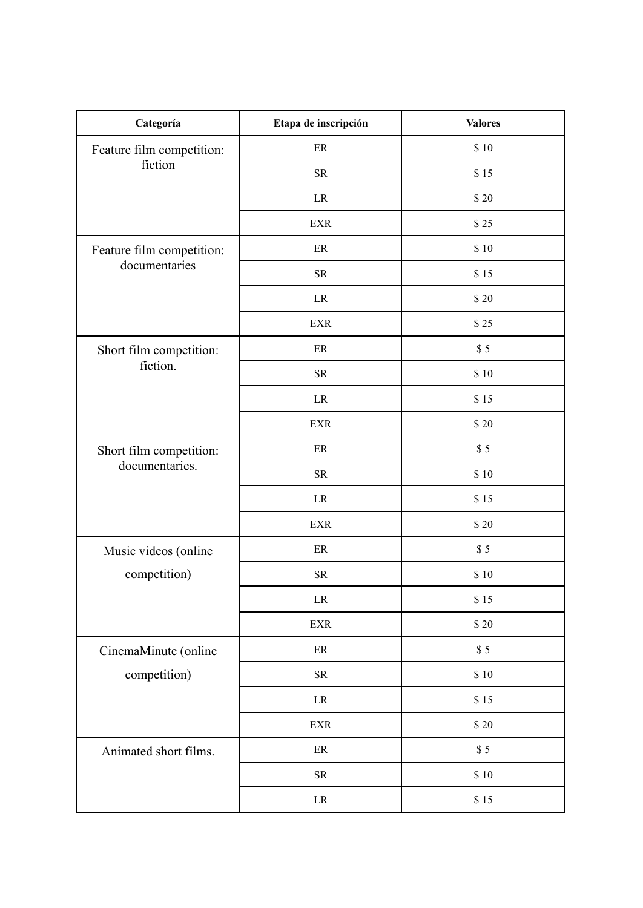| Categoría | Etapa de inscripción | Valores |
| --- | --- | --- |
| Feature film competition: fiction | ER | $ 10 |
| | SR | $ 15 |
| | LR | $ 20 |
| | EXR | $ 25 |
| Feature film competition: documentaries | ER | $ 10 |
| | SR | $ 15 |
| | LR | $ 20 |
| | EXR | $ 25 |
| Short film competition: fiction. | ER | $ 5 |
| | SR | $ 10 |
| | LR | $ 15 |
| | EXR | $ 20 |
| Short film competition: documentaries. | ER | $ 5 |
| | SR | $ 10 |
| | LR | $ 15 |
| | EXR | $ 20 |
| Music videos (online competition) | ER | $ 5 |
| | SR | $ 10 |
| | LR | $ 15 |
| | EXR | $ 20 |
| CinemaMinute (online competition) | ER | $ 5 |
| | SR | $ 10 |
| | LR | $ 15 |
| | EXR | $ 20 |
| Animated short films. | ER | $ 5 |
| | SR | $ 10 |
| | LR | $ 15 |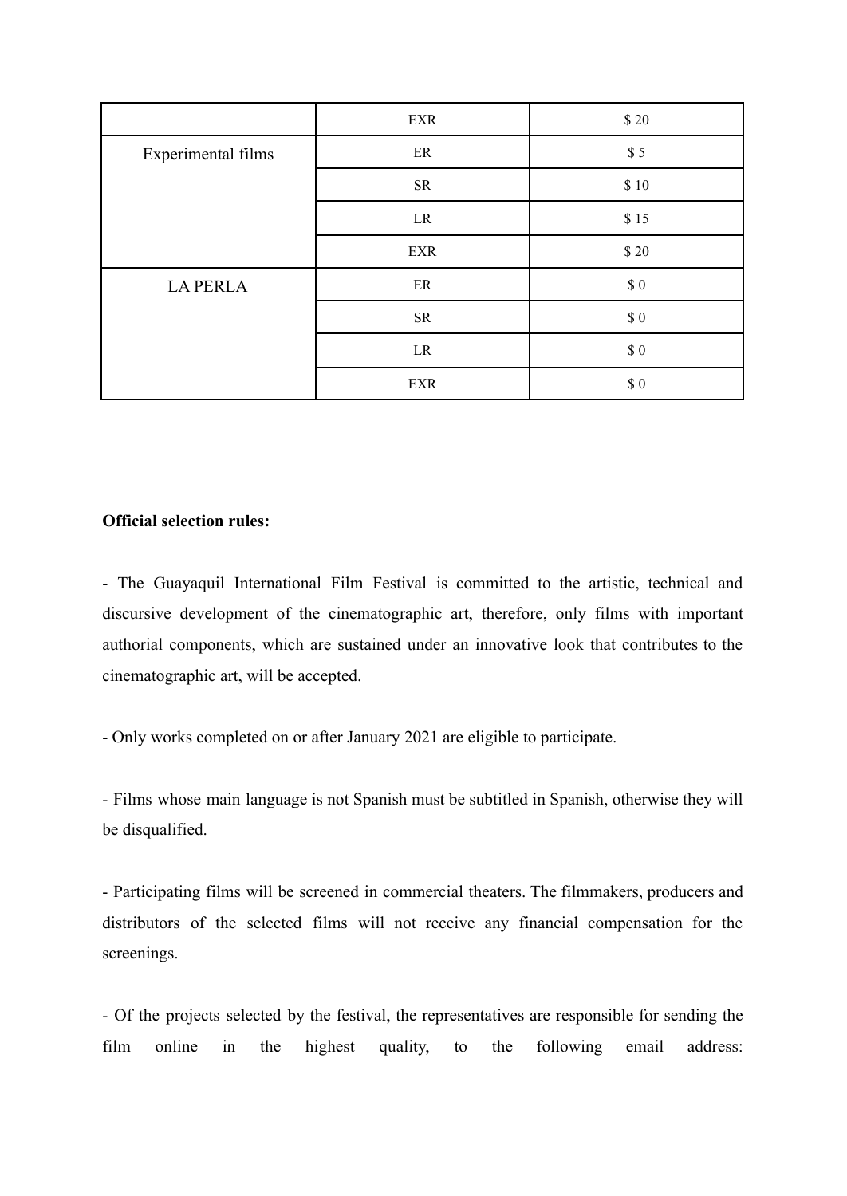| | | |
|---|---|---|
| | EXR | $ 20 |
| Experimental films | ER | $ 5 |
| | SR | $ 10 |
| | LR | $ 15 |
| | EXR | $ 20 |
| LA PERLA | ER | $ 0 |
| | SR | $ 0 |
| | LR | $ 0 |
| | EXR | $ 0 |

**Official selection rules:**

- The Guayaquil International Film Festival is committed to the artistic, technical and discursive development of the cinematographic art, therefore, only films with important authorial components, which are sustained under an innovative look that contributes to the cinematographic art, will be accepted.

- Only works completed on or after January 2021 are eligible to participate.

- Films whose main language is not Spanish must be subtitled in Spanish, otherwise they will be disqualified.

- Participating films will be screened in commercial theaters. The filmmakers, producers and distributors of the selected films will not receive any financial compensation for the screenings.

- Of the projects selected by the festival, the representatives are responsible for sending the film online in the highest quality, to the following email address: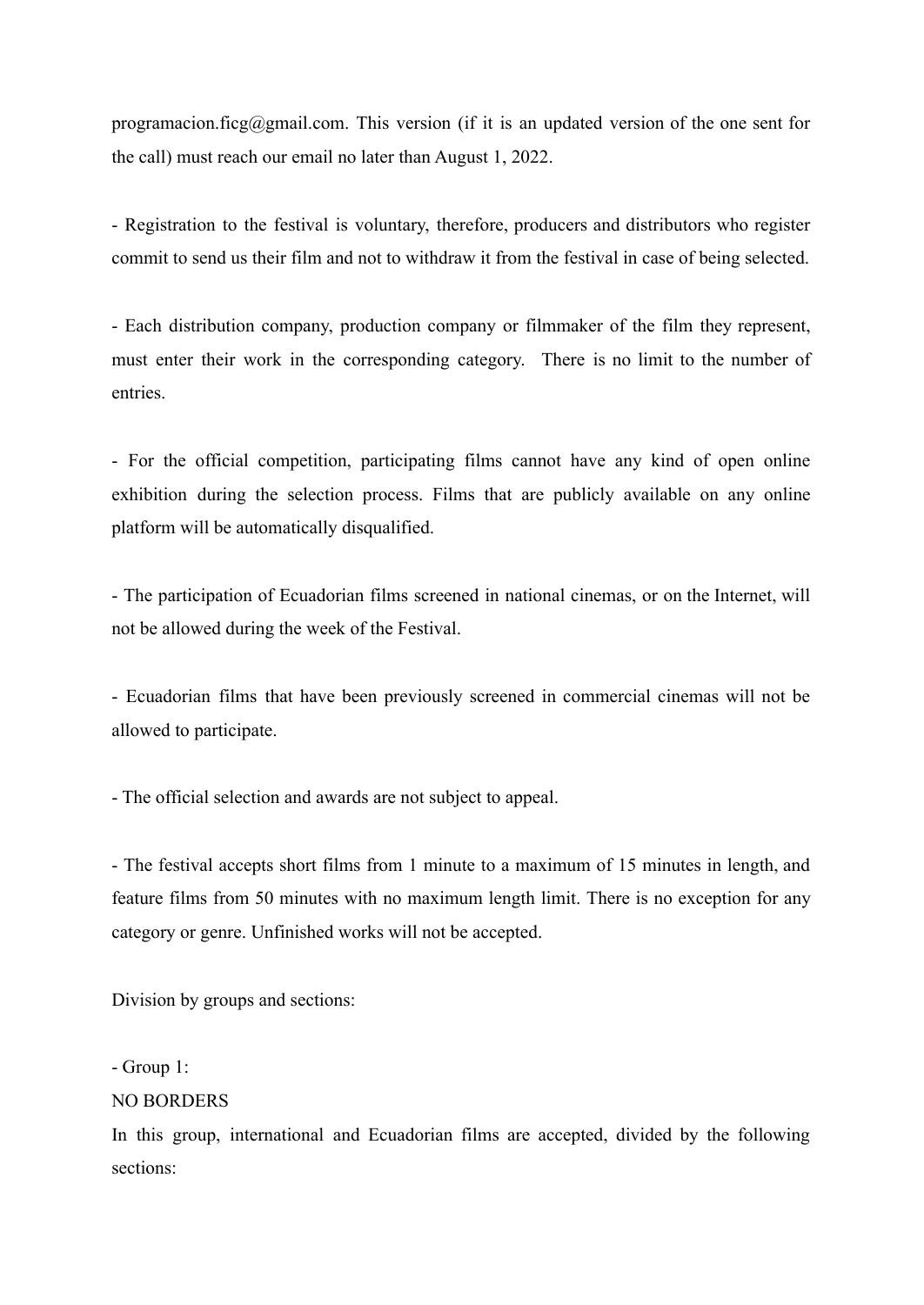programacion.ficg@gmail.com. This version (if it is an updated version of the one sent for the call) must reach our email no later than August 1, 2022.

- Registration to the festival is voluntary, therefore, producers and distributors who register commit to send us their film and not to withdraw it from the festival in case of being selected.

- Each distribution company, production company or filmmaker of the film they represent, must enter their work in the corresponding category. There is no limit to the number of entries.

- For the official competition, participating films cannot have any kind of open online exhibition during the selection process. Films that are publicly available on any online platform will be automatically disqualified.

- The participation of Ecuadorian films screened in national cinemas, or on the Internet, will not be allowed during the week of the Festival.

- Ecuadorian films that have been previously screened in commercial cinemas will not be allowed to participate.

- The official selection and awards are not subject to appeal.

- The festival accepts short films from 1 minute to a maximum of 15 minutes in length, and feature films from 50 minutes with no maximum length limit. There is no exception for any category or genre. Unfinished works will not be accepted.

Division by groups and sections:

- Group 1:

NO BORDERS

In this group, international and Ecuadorian films are accepted, divided by the following sections: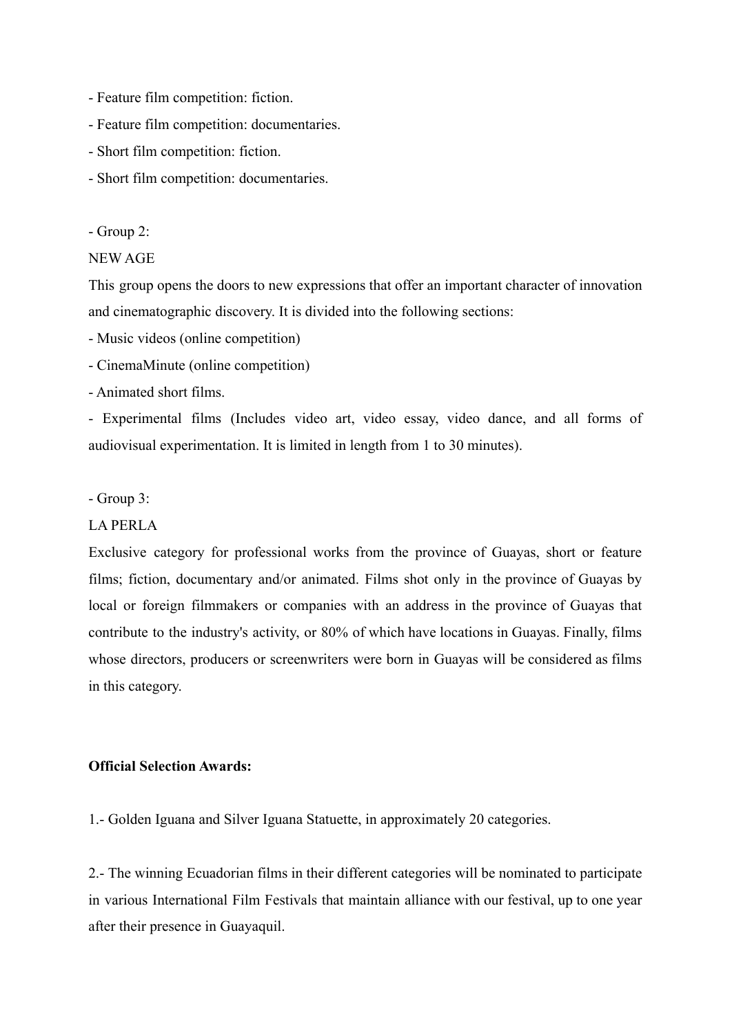- Feature film competition: fiction.
- Feature film competition: documentaries.
- Short film competition: fiction.
- Short film competition: documentaries.

- Group 2:

NEW AGE

This group opens the doors to new expressions that offer an important character of innovation and cinematographic discovery. It is divided into the following sections:

- Music videos (online competition)
- CinemaMinute (online competition)
- Animated short films.
- Experimental films (Includes video art, video essay, video dance, and all forms of audiovisual experimentation. It is limited in length from 1 to 30 minutes).

- Group 3:

LA PERLA

Exclusive category for professional works from the province of Guayas, short or feature films; fiction, documentary and/or animated. Films shot only in the province of Guayas by local or foreign filmmakers or companies with an address in the province of Guayas that contribute to the industry's activity, or 80% of which have locations in Guayas. Finally, films whose directors, producers or screenwriters were born in Guayas will be considered as films in this category.

**Official Selection Awards:**

1.- Golden Iguana and Silver Iguana Statuette, in approximately 20 categories.

2.- The winning Ecuadorian films in their different categories will be nominated to participate in various International Film Festivals that maintain alliance with our festival, up to one year after their presence in Guayaquil.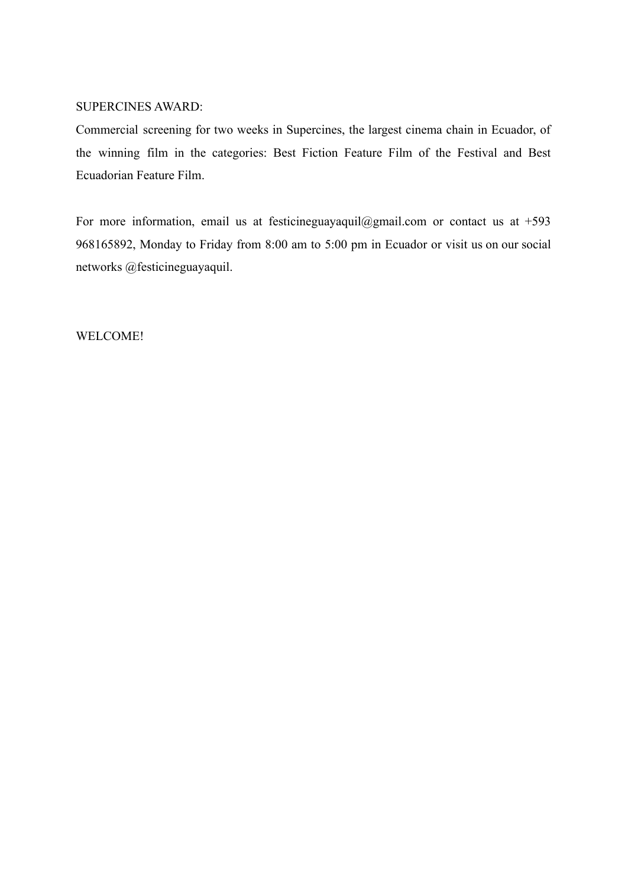SUPERCINES AWARD:

Commercial screening for two weeks in Supercines, the largest cinema chain in Ecuador, of the winning film in the categories: Best Fiction Feature Film of the Festival and Best Ecuadorian Feature Film.

For more information, email us at festicineguayaquil@gmail.com or contact us at +593 968165892, Monday to Friday from 8:00 am to 5:00 pm in Ecuador or visit us on our social networks @festicineguayaquil.

WELCOME!